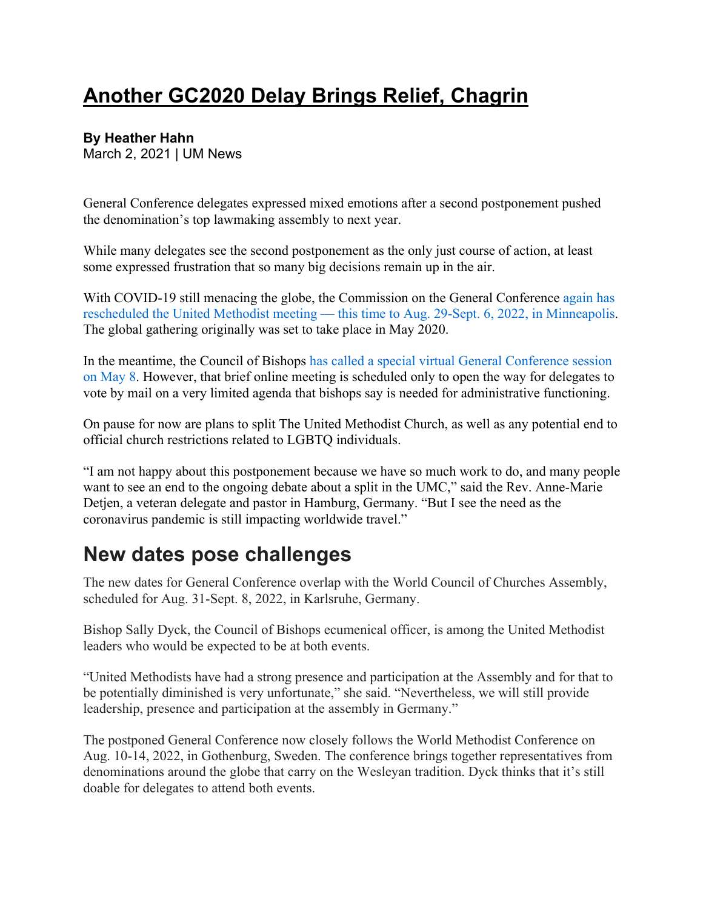# [Another GC2020 Delay Brings Relief, Chagrin](#)

**By Heather Hahn**
March 2, 2021 | UM News

General Conference delegates expressed mixed emotions after a second postponement pushed the denomination's top lawmaking assembly to next year.

While many delegates see the second postponement as the only just course of action, at least some expressed frustration that so many big decisions remain up in the air.

With COVID-19 still menacing the globe, the Commission on the General Conference again has rescheduled the United Methodist meeting — this time to Aug. 29-Sept. 6, 2022, in Minneapolis. The global gathering originally was set to take place in May 2020.

In the meantime, the Council of Bishops has called a special virtual General Conference session on May 8. However, that brief online meeting is scheduled only to open the way for delegates to vote by mail on a very limited agenda that bishops say is needed for administrative functioning.

On pause for now are plans to split The United Methodist Church, as well as any potential end to official church restrictions related to LGBTQ individuals.

"I am not happy about this postponement because we have so much work to do, and many people want to see an end to the ongoing debate about a split in the UMC," said the Rev. Anne-Marie Detjen, a veteran delegate and pastor in Hamburg, Germany. "But I see the need as the coronavirus pandemic is still impacting worldwide travel."

## New dates pose challenges

The new dates for General Conference overlap with the World Council of Churches Assembly, scheduled for Aug. 31-Sept. 8, 2022, in Karlsruhe, Germany.

Bishop Sally Dyck, the Council of Bishops ecumenical officer, is among the United Methodist leaders who would be expected to be at both events.

"United Methodists have had a strong presence and participation at the Assembly and for that to be potentially diminished is very unfortunate," she said. "Nevertheless, we will still provide leadership, presence and participation at the assembly in Germany."

The postponed General Conference now closely follows the World Methodist Conference on Aug. 10-14, 2022, in Gothenburg, Sweden. The conference brings together representatives from denominations around the globe that carry on the Wesleyan tradition. Dyck thinks that it's still doable for delegates to attend both events.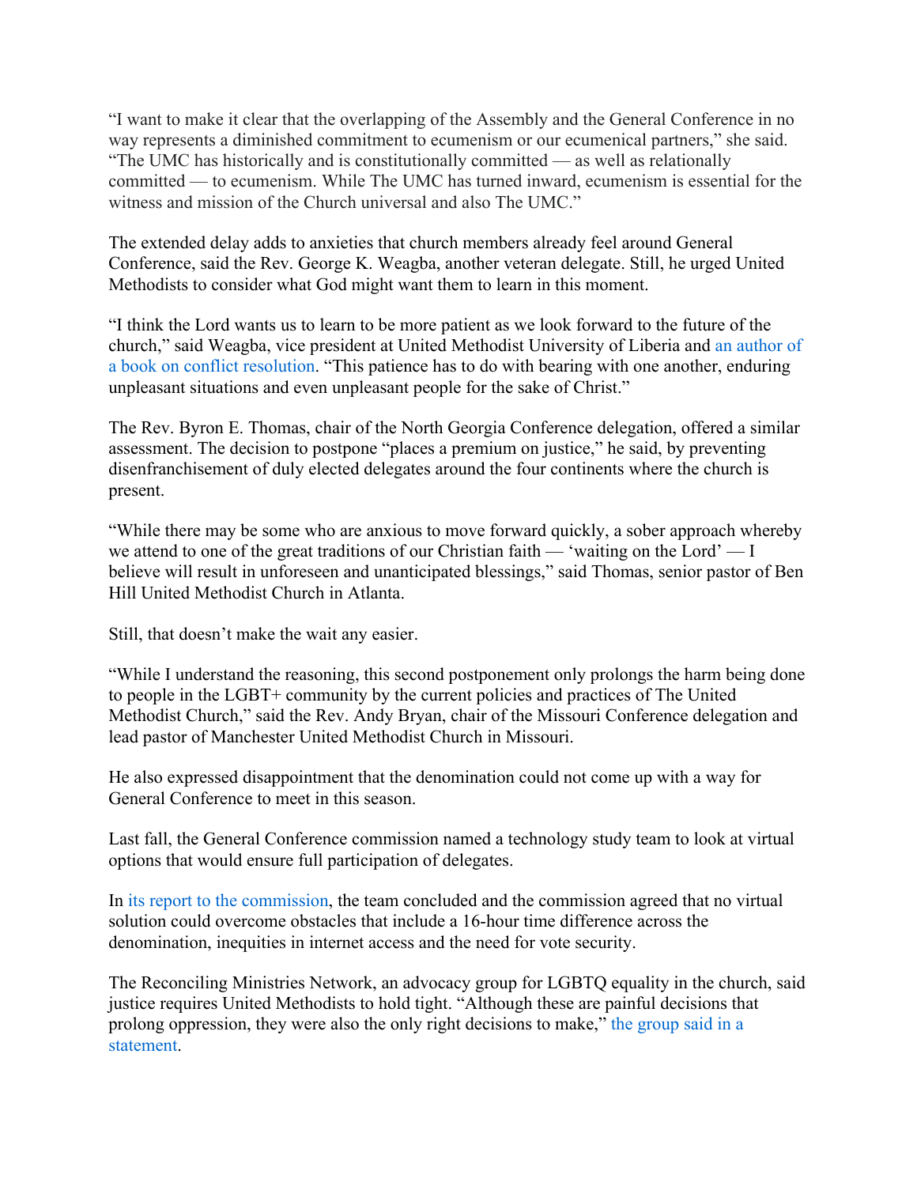"I want to make it clear that the overlapping of the Assembly and the General Conference in no way represents a diminished commitment to ecumenism or our ecumenical partners," she said. "The UMC has historically and is constitutionally committed — as well as relationally committed — to ecumenism. While The UMC has turned inward, ecumenism is essential for the witness and mission of the Church universal and also The UMC."

The extended delay adds to anxieties that church members already feel around General Conference, said the Rev. George K. Weagba, another veteran delegate. Still, he urged United Methodists to consider what God might want them to learn in this moment.

"I think the Lord wants us to learn to be more patient as we look forward to the future of the church," said Weagba, vice president at United Methodist University of Liberia and an author of a book on conflict resolution. "This patience has to do with bearing with one another, enduring unpleasant situations and even unpleasant people for the sake of Christ."

The Rev. Byron E. Thomas, chair of the North Georgia Conference delegation, offered a similar assessment. The decision to postpone "places a premium on justice," he said, by preventing disenfranchisement of duly elected delegates around the four continents where the church is present.

"While there may be some who are anxious to move forward quickly, a sober approach whereby we attend to one of the great traditions of our Christian faith — 'waiting on the Lord' — I believe will result in unforeseen and unanticipated blessings," said Thomas, senior pastor of Ben Hill United Methodist Church in Atlanta.

Still, that doesn't make the wait any easier.

"While I understand the reasoning, this second postponement only prolongs the harm being done to people in the LGBT+ community by the current policies and practices of The United Methodist Church," said the Rev. Andy Bryan, chair of the Missouri Conference delegation and lead pastor of Manchester United Methodist Church in Missouri.

He also expressed disappointment that the denomination could not come up with a way for General Conference to meet in this season.

Last fall, the General Conference commission named a technology study team to look at virtual options that would ensure full participation of delegates.

In its report to the commission, the team concluded and the commission agreed that no virtual solution could overcome obstacles that include a 16-hour time difference across the denomination, inequities in internet access and the need for vote security.

The Reconciling Ministries Network, an advocacy group for LGBTQ equality in the church, said justice requires United Methodists to hold tight. "Although these are painful decisions that prolong oppression, they were also the only right decisions to make," the group said in a statement.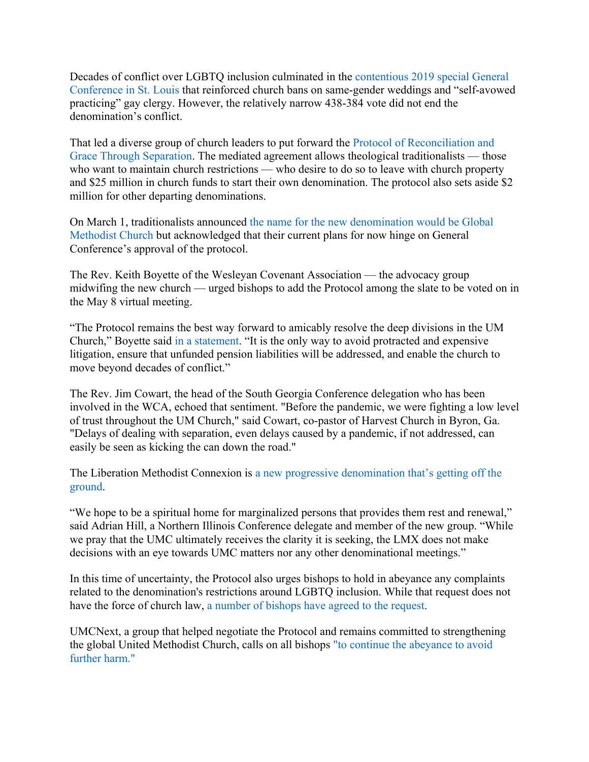Decades of conflict over LGBTQ inclusion culminated in the contentious 2019 special General Conference in St. Louis that reinforced church bans on same-gender weddings and "self-avowed practicing" gay clergy. However, the relatively narrow 438-384 vote did not end the denomination's conflict.

That led a diverse group of church leaders to put forward the Protocol of Reconciliation and Grace Through Separation. The mediated agreement allows theological traditionalists — those who want to maintain church restrictions — who desire to do so to leave with church property and $25 million in church funds to start their own denomination. The protocol also sets aside $2 million for other departing denominations.

On March 1, traditionalists announced the name for the new denomination would be Global Methodist Church but acknowledged that their current plans for now hinge on General Conference's approval of the protocol.

The Rev. Keith Boyette of the Wesleyan Covenant Association — the advocacy group midwifing the new church — urged bishops to add the Protocol among the slate to be voted on in the May 8 virtual meeting.

"The Protocol remains the best way forward to amicably resolve the deep divisions in the UM Church," Boyette said in a statement. "It is the only way to avoid protracted and expensive litigation, ensure that unfunded pension liabilities will be addressed, and enable the church to move beyond decades of conflict."

The Rev. Jim Cowart, the head of the South Georgia Conference delegation who has been involved in the WCA, echoed that sentiment. "Before the pandemic, we were fighting a low level of trust throughout the UM Church," said Cowart, co-pastor of Harvest Church in Byron, Ga. "Delays of dealing with separation, even delays caused by a pandemic, if not addressed, can easily be seen as kicking the can down the road."

The Liberation Methodist Connexion is a new progressive denomination that's getting off the ground.

"We hope to be a spiritual home for marginalized persons that provides them rest and renewal," said Adrian Hill, a Northern Illinois Conference delegate and member of the new group. "While we pray that the UMC ultimately receives the clarity it is seeking, the LMX does not make decisions with an eye towards UMC matters nor any other denominational meetings."

In this time of uncertainty, the Protocol also urges bishops to hold in abeyance any complaints related to the denomination's restrictions around LGBTQ inclusion. While that request does not have the force of church law, a number of bishops have agreed to the request.

UMCNext, a group that helped negotiate the Protocol and remains committed to strengthening the global United Methodist Church, calls on all bishops "to continue the abeyance to avoid further harm."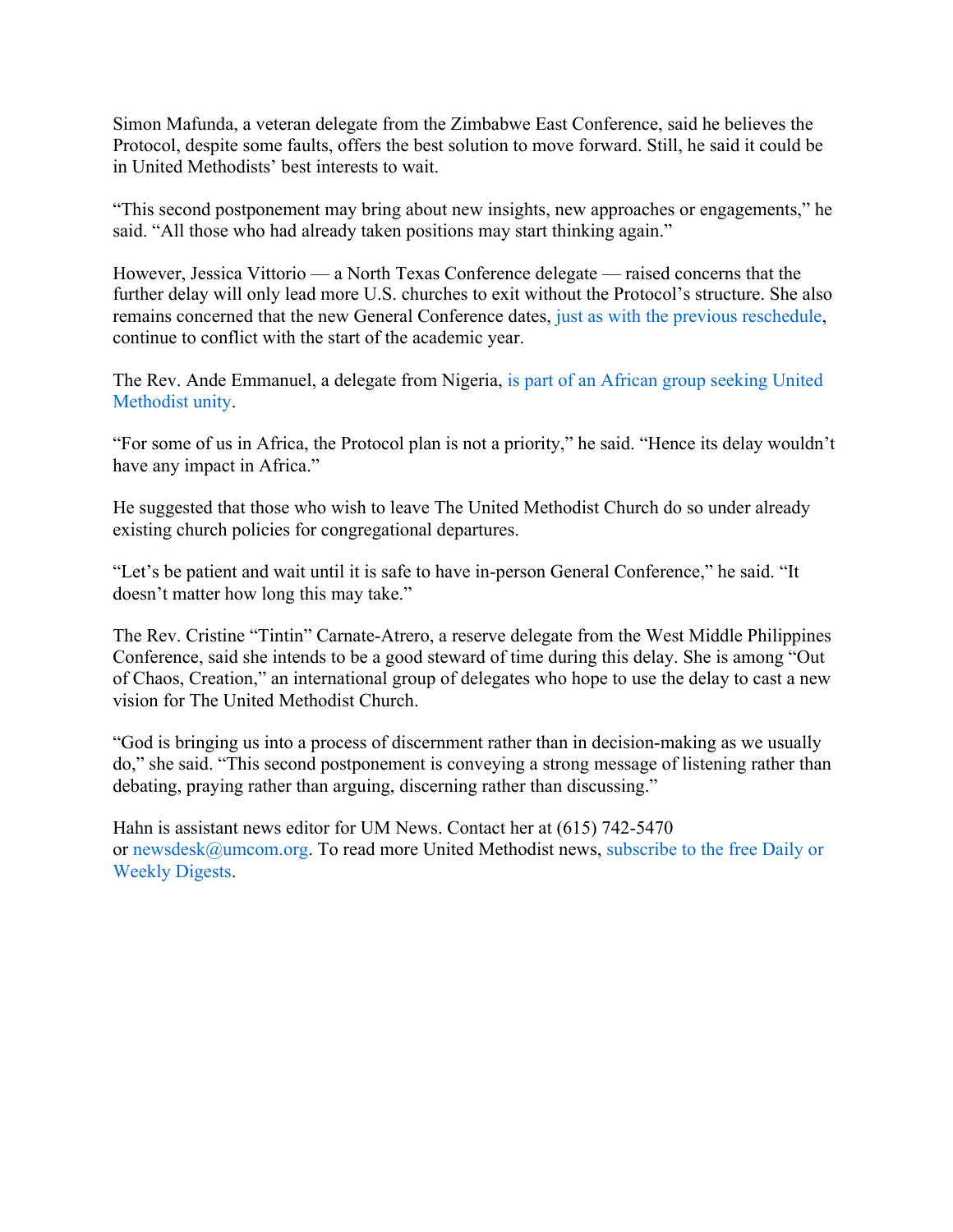Simon Mafunda, a veteran delegate from the Zimbabwe East Conference, said he believes the Protocol, despite some faults, offers the best solution to move forward. Still, he said it could be in United Methodists' best interests to wait.

"This second postponement may bring about new insights, new approaches or engagements," he said. "All those who had already taken positions may start thinking again."

However, Jessica Vittorio — a North Texas Conference delegate — raised concerns that the further delay will only lead more U.S. churches to exit without the Protocol's structure. She also remains concerned that the new General Conference dates, just as with the previous reschedule, continue to conflict with the start of the academic year.

The Rev. Ande Emmanuel, a delegate from Nigeria, is part of an African group seeking United Methodist unity.

"For some of us in Africa, the Protocol plan is not a priority," he said. "Hence its delay wouldn't have any impact in Africa."

He suggested that those who wish to leave The United Methodist Church do so under already existing church policies for congregational departures.

"Let's be patient and wait until it is safe to have in-person General Conference," he said. "It doesn't matter how long this may take."

The Rev. Cristine "Tintin" Carnate-Atrero, a reserve delegate from the West Middle Philippines Conference, said she intends to be a good steward of time during this delay. She is among "Out of Chaos, Creation," an international group of delegates who hope to use the delay to cast a new vision for The United Methodist Church.

"God is bringing us into a process of discernment rather than in decision-making as we usually do," she said. "This second postponement is conveying a strong message of listening rather than debating, praying rather than arguing, discerning rather than discussing."

Hahn is assistant news editor for UM News. Contact her at (615) 742-5470 or newsdesk@umcom.org. To read more United Methodist news, subscribe to the free Daily or Weekly Digests.